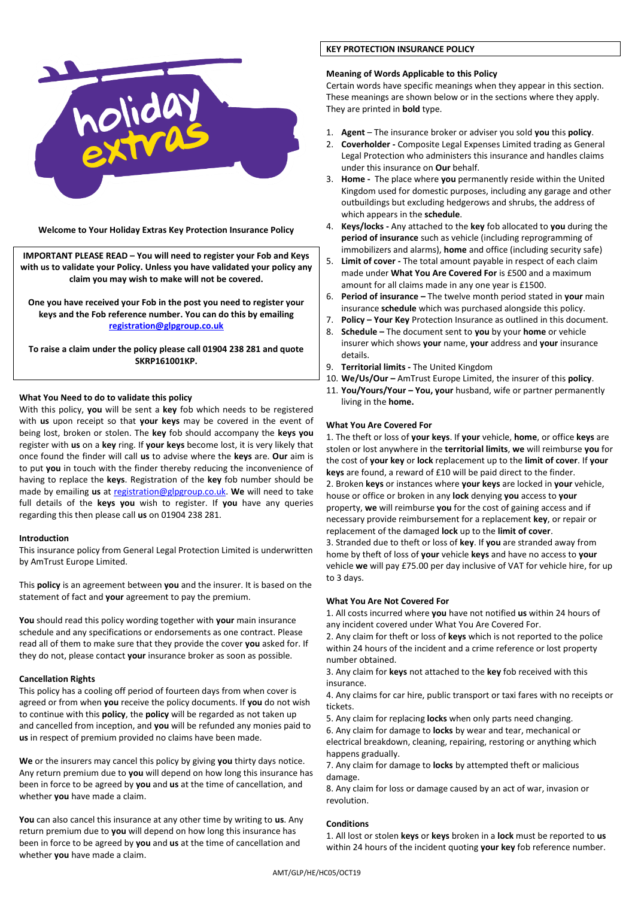**Welcome to Your Holiday Extras Key Protection Insurance Policy**

**IMPORTANT PLEASE READ – You will need to register your Fob and Keys with us to validate your Policy. Unless you have validated your policy any claim you may wish to make will not be covered.**

**One you have received your Fob in the post you need to register your keys and the Fob reference number. You can do this by emailing [registration@glpgroup.co.uk](mailto:registration@glpgroup.co.uk)**

**To raise a claim under the policy please call 01904 238 281 and quote SKRP161001KP.**

### What You Need to do to validate this policy

With this policy, **you** will be sent a **key** fob which needs to be registered with **us** upon receipt so that **your keys** may be covered in the event of being lost, broken or stolen. The **key** fob should accompany the **keys you** register with **us** on a **key** ring. If **your keys** become lost, it is very likely that once found the finder will call **us** to advise where the **keys** are. **Our** aim is to put **you** in touch with the finder thereby reducing the inconvenience of having to replace the **keys**. Registration of the **key** fob number should be made by emailing **us** at [registration@glpgroup.co.uk](mailto:registration@glpgroup.co.uk). **We** will need to take full details of the **keys you** wish to register. If **you** have any queries regarding this then please call **us** on 01904 238 281.

### Introduction

This insurance policy from General Legal Protection Limited is underwritten by AmTrust Europe Limited.

This **policy** is an agreement between **you** and the insurer. It is based on the statement of fact and **your** agreement to pay the premium.

**You** should read this policy wording together with **your** main insurance schedule and any specifications or endorsements as one contract. Please read all of them to make sure that they provide the cover **you** asked for. If they do not, please contact **your** insurance broker as soon as possible.

### Cancellation Rights

This policy has a cooling off period of fourteen days from when cover is agreed or from when **you** receive the policy documents. If **you** do not wish to continue with this **policy**, the **policy** will be regarded as not taken up and cancelled from inception, and **you** will be refunded any monies paid to **us** in respect of premium provided no claims have been made.

**We** or the insurers may cancel this policy by giving **you** thirty days notice. Any return premium due to **you** will depend on how long this insurance has been in force to be agreed by **you** and **us** at the time of cancellation, and whether **you** have made a claim.

**You** can also cancel this insurance at any other time by writing to **us**. Any return premium due to **you** will depend on how long this insurance has been in force to be agreed by **you** and **us** at the time of cancellation and whether **you** have made a claim.

## KEY PROTECTION INSURANCE POLICY

### Meaning of Words Applicable to this Policy

Certain words have specific meanings when they appear in this section. These meanings are shown below or in the sections where they apply. They are printed in **bold** type.

1. **Agent** – The insurance broker or adviser you sold **you** this **policy**.
2. **Coverholder -** Composite Legal Expenses Limited trading as General Legal Protection who administers this insurance and handles claims under this insurance on **Our** behalf.
3. **Home -** The place where **you** permanently reside within the United Kingdom used for domestic purposes, including any garage and other outbuildings but excluding hedgerows and shrubs, the address of which appears in the **schedule**.
4. **Keys/locks -** Any attached to the **key** fob allocated to **you** during the **period of insurance** such as vehicle (including reprogramming of immobilizers and alarms), **home** and office (including security safe)
5. **Limit of cover -** The total amount payable in respect of each claim made under **What You Are Covered For** is £500 and a maximum amount for all claims made in any one year is £1500.
6. **Period of insurance –** The twelve month period stated in **your** main insurance **schedule** which was purchased alongside this policy.
7. **Policy – Your Key** Protection Insurance as outlined in this document.
8. **Schedule –** The document sent to **you** by your **home** or vehicle insurer which shows **your** name, **your** address and **your** insurance details.
9. **Territorial limits -** The United Kingdom
10. **We/Us/Our –** AmTrust Europe Limited, the insurer of this **policy**.
11. **You/Yours/Your – You, your** husband, wife or partner permanently living in the **home.**

### What You Are Covered For

1. The theft or loss of **your keys**. If **your** vehicle, **home**, or office **keys** are stolen or lost anywhere in the **territorial limits**, **we** will reimburse **you** for the cost of **your key** or **lock** replacement up to the **limit of cover**. If **your keys** are found, a reward of £10 will be paid direct to the finder.
2. Broken **keys** or instances where **your keys** are locked in **your** vehicle, house or office or broken in any **lock** denying **you** access to **your** property, **we** will reimburse **you** for the cost of gaining access and if necessary provide reimbursement for a replacement **key**, or repair or replacement of the damaged **lock** up to the **limit of cover**.
3. Stranded due to theft or loss of **key**. If **you** are stranded away from home by theft of loss of **your** vehicle **keys** and have no access to **your** vehicle **we** will pay £75.00 per day inclusive of VAT for vehicle hire, for up to 3 days.

### What You Are Not Covered For

1. All costs incurred where **you** have not notified **us** within 24 hours of any incident covered under What You Are Covered For.
2. Any claim for theft or loss of **keys** which is not reported to the police within 24 hours of the incident and a crime reference or lost property number obtained.
3. Any claim for **keys** not attached to the **key** fob received with this insurance.
4. Any claims for car hire, public transport or taxi fares with no receipts or tickets.
5. Any claim for replacing **locks** when only parts need changing.
6. Any claim for damage to **locks** by wear and tear, mechanical or electrical breakdown, cleaning, repairing, restoring or anything which happens gradually.
7. Any claim for damage to **locks** by attempted theft or malicious damage.
8. Any claim for loss or damage caused by an act of war, invasion or revolution.

### Conditions

1. All lost or stolen **keys** or **keys** broken in a **lock** must be reported to **us** within 24 hours of the incident quoting **your key** fob reference number.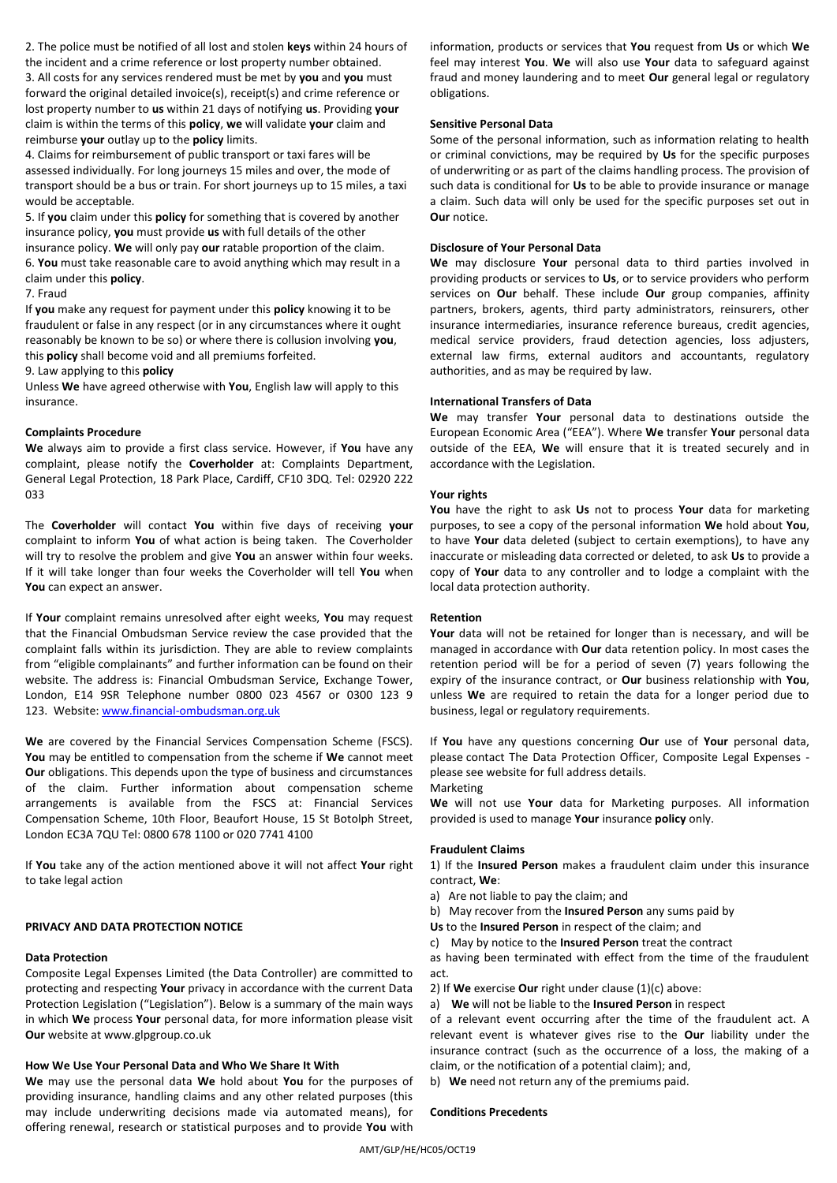2. The police must be notified of all lost and stolen **keys** within 24 hours of the incident and a crime reference or lost property number obtained.

3. All costs for any services rendered must be met by **you** and **you** must forward the original detailed invoice(s), receipt(s) and crime reference or lost property number to **us** within 21 days of notifying **us**. Providing **your** claim is within the terms of this **policy**, **we** will validate **your** claim and reimburse **your** outlay up to the **policy** limits.

4. Claims for reimbursement of public transport or taxi fares will be assessed individually. For long journeys 15 miles and over, the mode of transport should be a bus or train. For short journeys up to 15 miles, a taxi would be acceptable.

5. If **you** claim under this **policy** for something that is covered by another insurance policy, **you** must provide **us** with full details of the other insurance policy. **We** will only pay **our** ratable proportion of the claim.

6. **You** must take reasonable care to avoid anything which may result in a claim under this **policy**.

7. Fraud

If **you** make any request for payment under this **policy** knowing it to be fraudulent or false in any respect (or in any circumstances where it ought reasonably be known to be so) or where there is collusion involving **you**, this **policy** shall become void and all premiums forfeited.

9. Law applying to this **policy**

Unless **We** have agreed otherwise with **You**, English law will apply to this insurance.

**Complaints Procedure**

**We** always aim to provide a first class service. However, if **You** have any complaint, please notify the **Coverholder** at: Complaints Department, General Legal Protection, 18 Park Place, Cardiff, CF10 3DQ. Tel: 02920 222 033

The **Coverholder** will contact **You** within five days of receiving **your** complaint to inform **You** of what action is being taken. The Coverholder will try to resolve the problem and give **You** an answer within four weeks. If it will take longer than four weeks the Coverholder will tell **You** when **You** can expect an answer.

If **Your** complaint remains unresolved after eight weeks, **You** may request that the Financial Ombudsman Service review the case provided that the complaint falls within its jurisdiction. They are able to review complaints from "eligible complainants" and further information can be found on their website. The address is: Financial Ombudsman Service, Exchange Tower, London, E14 9SR Telephone number 0800 023 4567 or 0300 123 9 123. Website: www.financial-ombudsman.org.uk

**We** are covered by the Financial Services Compensation Scheme (FSCS). **You** may be entitled to compensation from the scheme if **We** cannot meet **Our** obligations. This depends upon the type of business and circumstances of the claim. Further information about compensation scheme arrangements is available from the FSCS at: Financial Services Compensation Scheme, 10th Floor, Beaufort House, 15 St Botolph Street, London EC3A 7QU Tel: 0800 678 1100 or 020 7741 4100

If **You** take any of the action mentioned above it will not affect **Your** right to take legal action

**PRIVACY AND DATA PROTECTION NOTICE**

**Data Protection**

Composite Legal Expenses Limited (the Data Controller) are committed to protecting and respecting **Your** privacy in accordance with the current Data Protection Legislation ("Legislation"). Below is a summary of the main ways in which **We** process **Your** personal data, for more information please visit **Our** website at www.glpgroup.co.uk

**How We Use Your Personal Data and Who We Share It With**

**We** may use the personal data **We** hold about **You** for the purposes of providing insurance, handling claims and any other related purposes (this may include underwriting decisions made via automated means), for offering renewal, research or statistical purposes and to provide **You** with information, products or services that **You** request from **Us** or which **We** feel may interest **You**. **We** will also use **Your** data to safeguard against fraud and money laundering and to meet **Our** general legal or regulatory obligations.

**Sensitive Personal Data**

Some of the personal information, such as information relating to health or criminal convictions, may be required by **Us** for the specific purposes of underwriting or as part of the claims handling process. The provision of such data is conditional for **Us** to be able to provide insurance or manage a claim. Such data will only be used for the specific purposes set out in **Our** notice.

**Disclosure of Your Personal Data**

**We** may disclosure **Your** personal data to third parties involved in providing products or services to **Us**, or to service providers who perform services on **Our** behalf. These include **Our** group companies, affinity partners, brokers, agents, third party administrators, reinsurers, other insurance intermediaries, insurance reference bureaus, credit agencies, medical service providers, fraud detection agencies, loss adjusters, external law firms, external auditors and accountants, regulatory authorities, and as may be required by law.

**International Transfers of Data**

**We** may transfer **Your** personal data to destinations outside the European Economic Area ("EEA"). Where **We** transfer **Your** personal data outside of the EEA, **We** will ensure that it is treated securely and in accordance with the Legislation.

**Your rights**

**You** have the right to ask **Us** not to process **Your** data for marketing purposes, to see a copy of the personal information **We** hold about **You**, to have **Your** data deleted (subject to certain exemptions), to have any inaccurate or misleading data corrected or deleted, to ask **Us** to provide a copy of **Your** data to any controller and to lodge a complaint with the local data protection authority.

**Retention**

**Your** data will not be retained for longer than is necessary, and will be managed in accordance with **Our** data retention policy. In most cases the retention period will be for a period of seven (7) years following the expiry of the insurance contract, or **Our** business relationship with **You**, unless **We** are required to retain the data for a longer period due to business, legal or regulatory requirements.

If **You** have any questions concerning **Our** use of **Your** personal data, please contact The Data Protection Officer, Composite Legal Expenses - please see website for full address details.

Marketing

**We** will not use **Your** data for Marketing purposes. All information provided is used to manage **Your** insurance **policy** only.

**Fraudulent Claims**

1) If the **Insured Person** makes a fraudulent claim under this insurance contract, **We**:

a) Are not liable to pay the claim; and

b) May recover from the **Insured Person** any sums paid by **Us** to the **Insured Person** in respect of the claim; and

c) May by notice to the **Insured Person** treat the contract as having been terminated with effect from the time of the fraudulent act.

2) If **We** exercise **Our** right under clause (1)(c) above:

a) **We** will not be liable to the **Insured Person** in respect of a relevant event occurring after the time of the fraudulent act. A relevant event is whatever gives rise to the **Our** liability under the insurance contract (such as the occurrence of a loss, the making of a claim, or the notification of a potential claim); and,

b) **We** need not return any of the premiums paid.

**Conditions Precedents**

AMT/GLP/HE/HC05/OCT19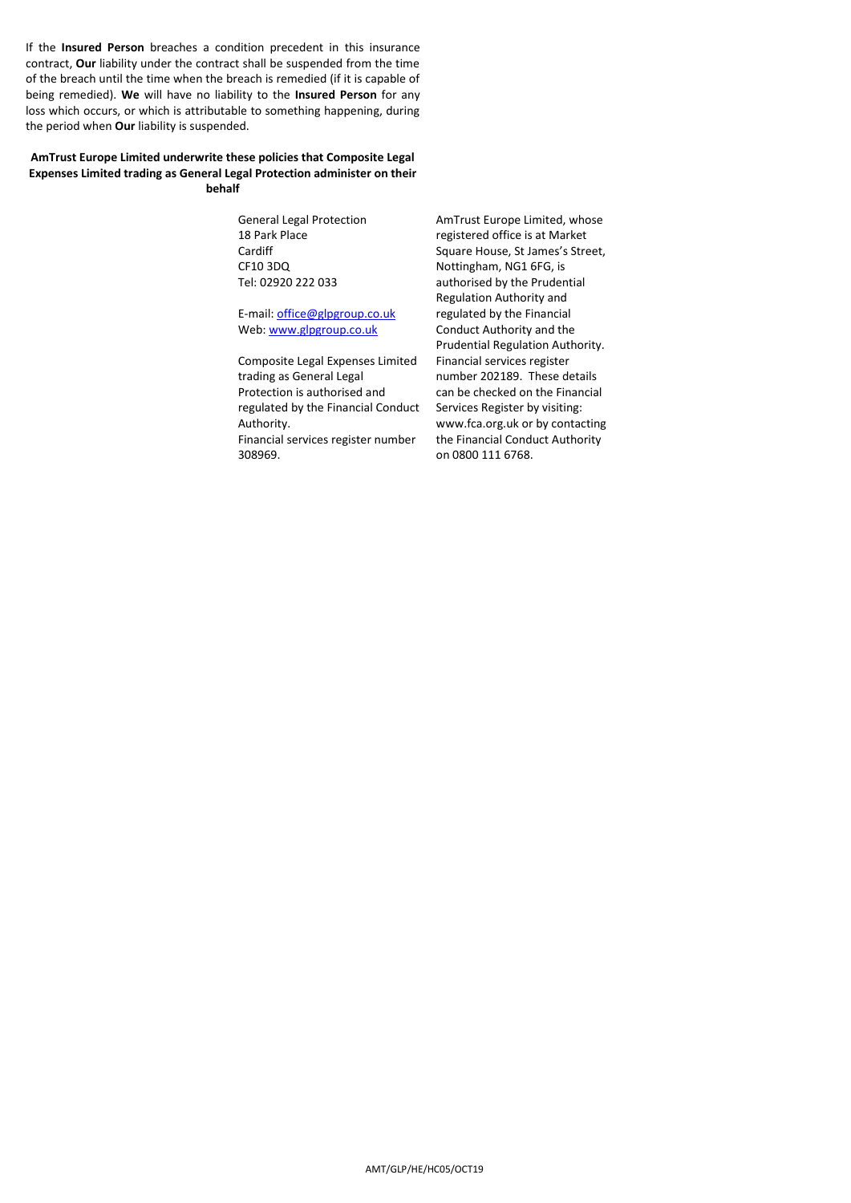If the **Insured Person** breaches a condition precedent in this insurance contract, **Our** liability under the contract shall be suspended from the time of the breach until the time when the breach is remedied (if it is capable of being remedied). **We** will have no liability to the **Insured Person** for any loss which occurs, or which is attributable to something happening, during the period when **Our** liability is suspended.

**AmTrust Europe Limited underwrite these policies that Composite Legal Expenses Limited trading as General Legal Protection administer on their behalf**

General Legal Protection
18 Park Place
Cardiff
CF10 3DQ
Tel: 02920 222 033

E-mail: office@glpgroup.co.uk
Web: www.glpgroup.co.uk

Composite Legal Expenses Limited trading as General Legal Protection is authorised and regulated by the Financial Conduct Authority.
Financial services register number 308969.

AmTrust Europe Limited, whose registered office is at Market Square House, St James's Street, Nottingham, NG1 6FG, is authorised by the Prudential Regulation Authority and regulated by the Financial Conduct Authority and the Prudential Regulation Authority. Financial services register number 202189. These details can be checked on the Financial Services Register by visiting: www.fca.org.uk or by contacting the Financial Conduct Authority on 0800 111 6768.

AMT/GLP/HE/HC05/OCT19